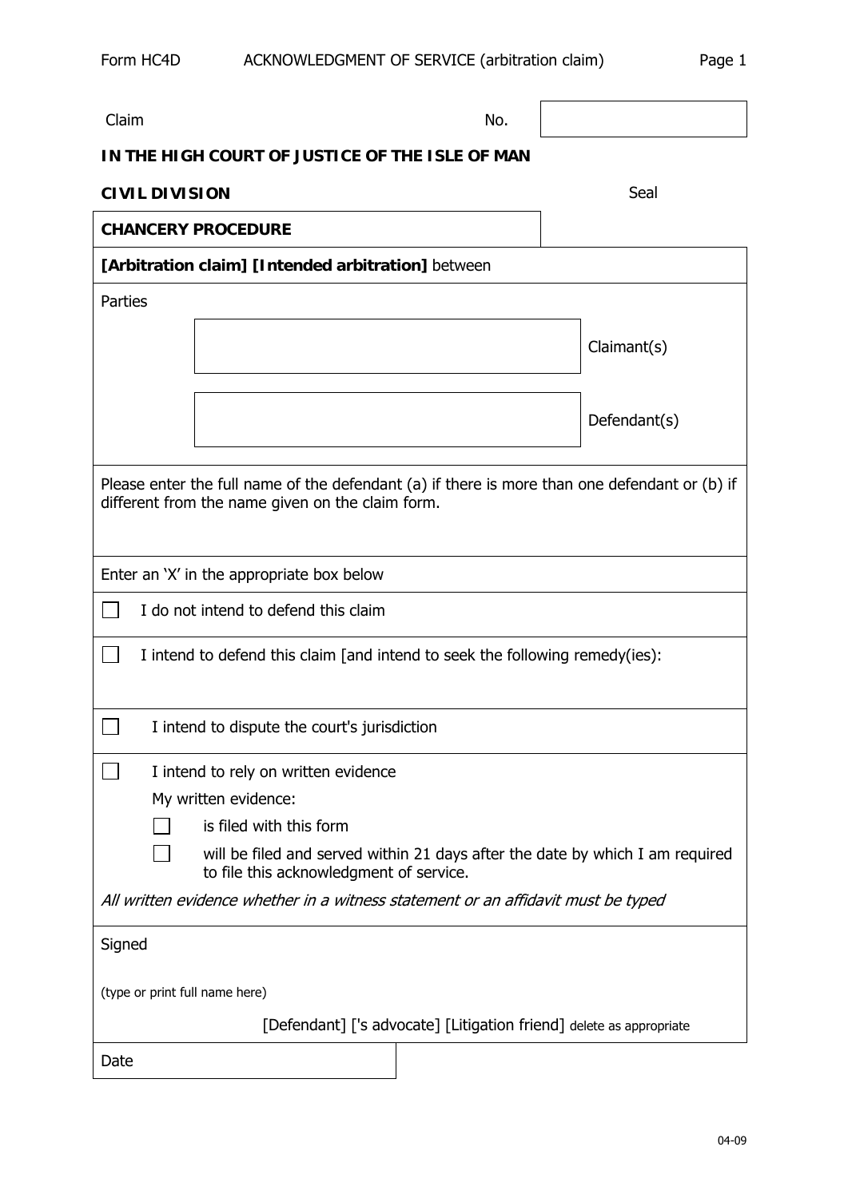Form HC4D ACKNOWLEDGMENT OF SERVICE (arbitration claim)

| Claim | No. | |
|---|---|---|

**IN THE HIGH COURT OF JUSTICE OF THE ISLE OF MAN**

**CIVIL DIVISION** Seal

**CHANCERY PROCEDURE**

**[Arbitration claim] [Intended arbitration]** between

Parties

| | |
|---|---|
| | Claimant(s) |
| | Defendant(s) |

Please enter the full name of the defendant (a) if there is more than one defendant or (b) if different from the name given on the claim form.

Enter an 'X' in the appropriate box below

☐ I do not intend to defend this claim

☐ I intend to defend this claim [and intend to seek the following remedy(ies):

☐ I intend to dispute the court's jurisdiction

☐ I intend to rely on written evidence

My written evidence:

- ☐ is filed with this form
- ☐ will be filed and served within 21 days after the date by which I am required to file this acknowledgment of service.

*All written evidence whether in a witness statement or an affidavit must be typed*

Signed

(type or print full name here)

[Defendant] ['s advocate] [Litigation friend] delete as appropriate

Date

04-09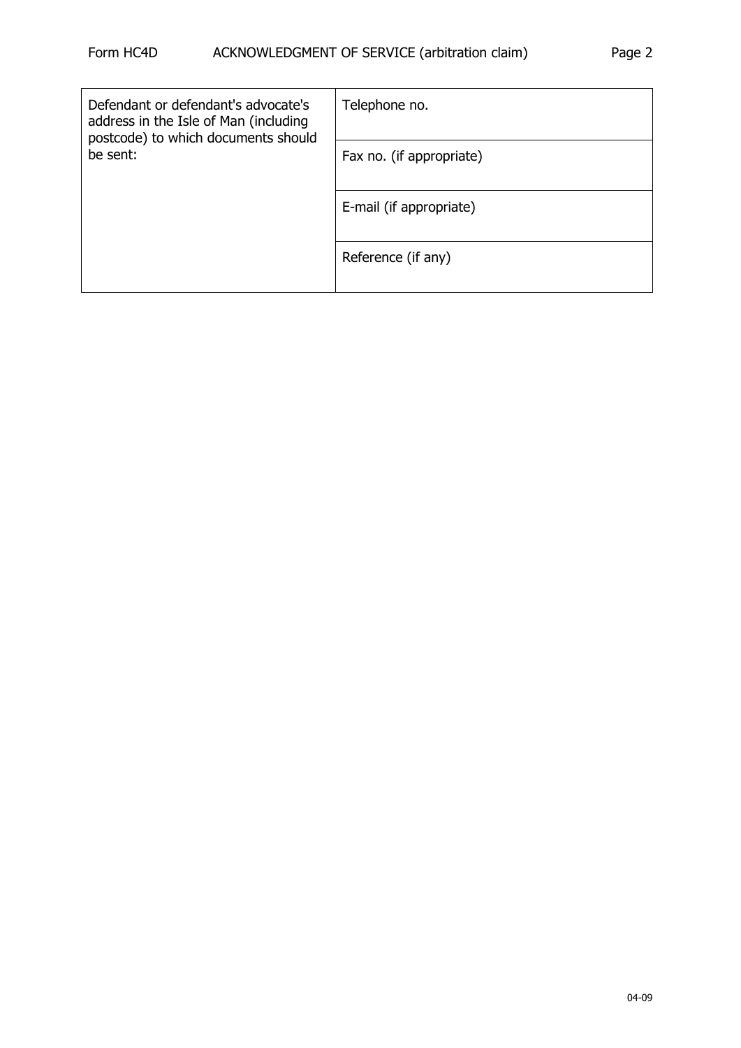| | |
|---|---|
| Defendant or defendant's advocate's address in the Isle of Man (including postcode) to which documents should be sent: | Telephone no. |
| | Fax no. (if appropriate) |
| | E-mail (if appropriate) |
| | Reference (if any) |

04-09